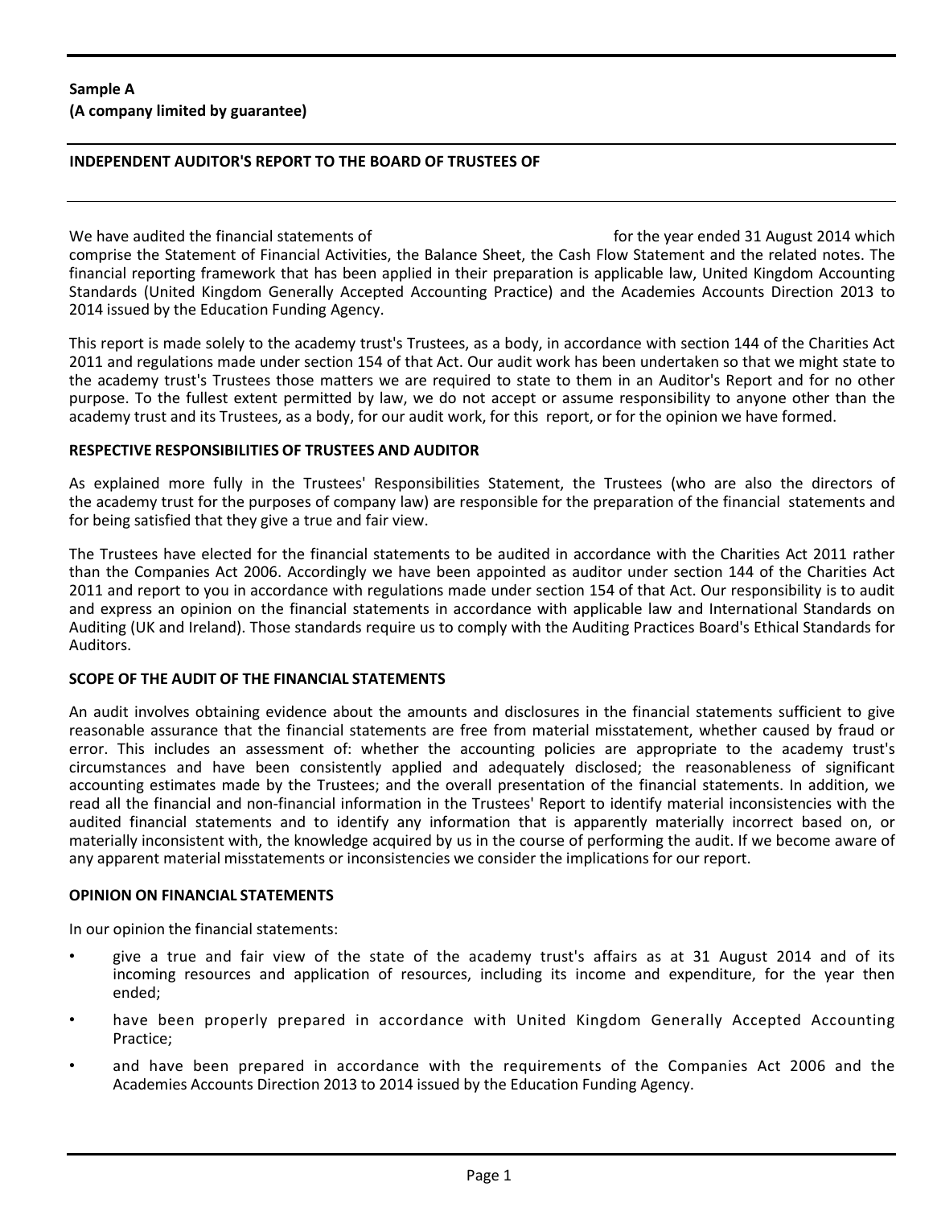**Sample A**
**(A company limited by guarantee)**

## INDEPENDENT AUDITOR'S REPORT TO THE BOARD OF TRUSTEES OF

We have audited the financial statements of for the year ended 31 August 2014 which comprise the Statement of Financial Activities, the Balance Sheet, the Cash Flow Statement and the related notes. The financial reporting framework that has been applied in their preparation is applicable law, United Kingdom Accounting Standards (United Kingdom Generally Accepted Accounting Practice) and the Academies Accounts Direction 2013 to 2014 issued by the Education Funding Agency.

This report is made solely to the academy trust's Trustees, as a body, in accordance with section 144 of the Charities Act 2011 and regulations made under section 154 of that Act. Our audit work has been undertaken so that we might state to the academy trust's Trustees those matters we are required to state to them in an Auditor's Report and for no other purpose. To the fullest extent permitted by law, we do not accept or assume responsibility to anyone other than the academy trust and its Trustees, as a body, for our audit work, for this report, or for the opinion we have formed.

### RESPECTIVE RESPONSIBILITIES OF TRUSTEES AND AUDITOR

As explained more fully in the Trustees' Responsibilities Statement, the Trustees (who are also the directors of the academy trust for the purposes of company law) are responsible for the preparation of the financial statements and for being satisfied that they give a true and fair view.

The Trustees have elected for the financial statements to be audited in accordance with the Charities Act 2011 rather than the Companies Act 2006. Accordingly we have been appointed as auditor under section 144 of the Charities Act 2011 and report to you in accordance with regulations made under section 154 of that Act. Our responsibility is to audit and express an opinion on the financial statements in accordance with applicable law and International Standards on Auditing (UK and Ireland). Those standards require us to comply with the Auditing Practices Board's Ethical Standards for Auditors.

### SCOPE OF THE AUDIT OF THE FINANCIAL STATEMENTS

An audit involves obtaining evidence about the amounts and disclosures in the financial statements sufficient to give reasonable assurance that the financial statements are free from material misstatement, whether caused by fraud or error. This includes an assessment of: whether the accounting policies are appropriate to the academy trust's circumstances and have been consistently applied and adequately disclosed; the reasonableness of significant accounting estimates made by the Trustees; and the overall presentation of the financial statements. In addition, we read all the financial and non-financial information in the Trustees' Report to identify material inconsistencies with the audited financial statements and to identify any information that is apparently materially incorrect based on, or materially inconsistent with, the knowledge acquired by us in the course of performing the audit. If we become aware of any apparent material misstatements or inconsistencies we consider the implications for our report.

### OPINION ON FINANCIAL STATEMENTS

In our opinion the financial statements:

- give a true and fair view of the state of the academy trust's affairs as at 31 August 2014 and of its incoming resources and application of resources, including its income and expenditure, for the year then ended;
- have been properly prepared in accordance with United Kingdom Generally Accepted Accounting Practice;
- and have been prepared in accordance with the requirements of the Companies Act 2006 and the Academies Accounts Direction 2013 to 2014 issued by the Education Funding Agency.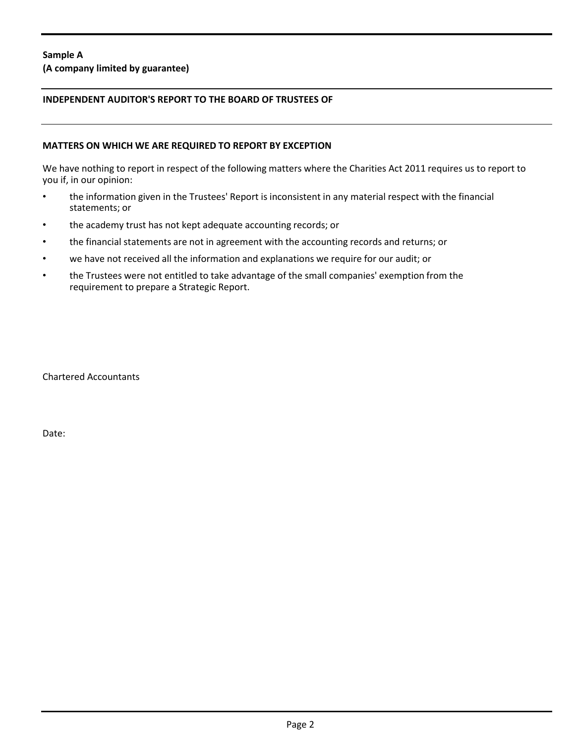**Sample A**
**(A company limited by guarantee)**

**INDEPENDENT AUDITOR'S REPORT TO THE BOARD OF TRUSTEES OF**

**MATTERS ON WHICH WE ARE REQUIRED TO REPORT BY EXCEPTION**

We have nothing to report in respect of the following matters where the Charities Act 2011 requires us to report to you if, in our opinion:

- the information given in the Trustees' Report is inconsistent in any material respect with the financial statements; or
- the academy trust has not kept adequate accounting records; or
- the financial statements are not in agreement with the accounting records and returns; or
- we have not received all the information and explanations we require for our audit; or
- the Trustees were not entitled to take advantage of the small companies' exemption from the requirement to prepare a Strategic Report.

Chartered Accountants

Date: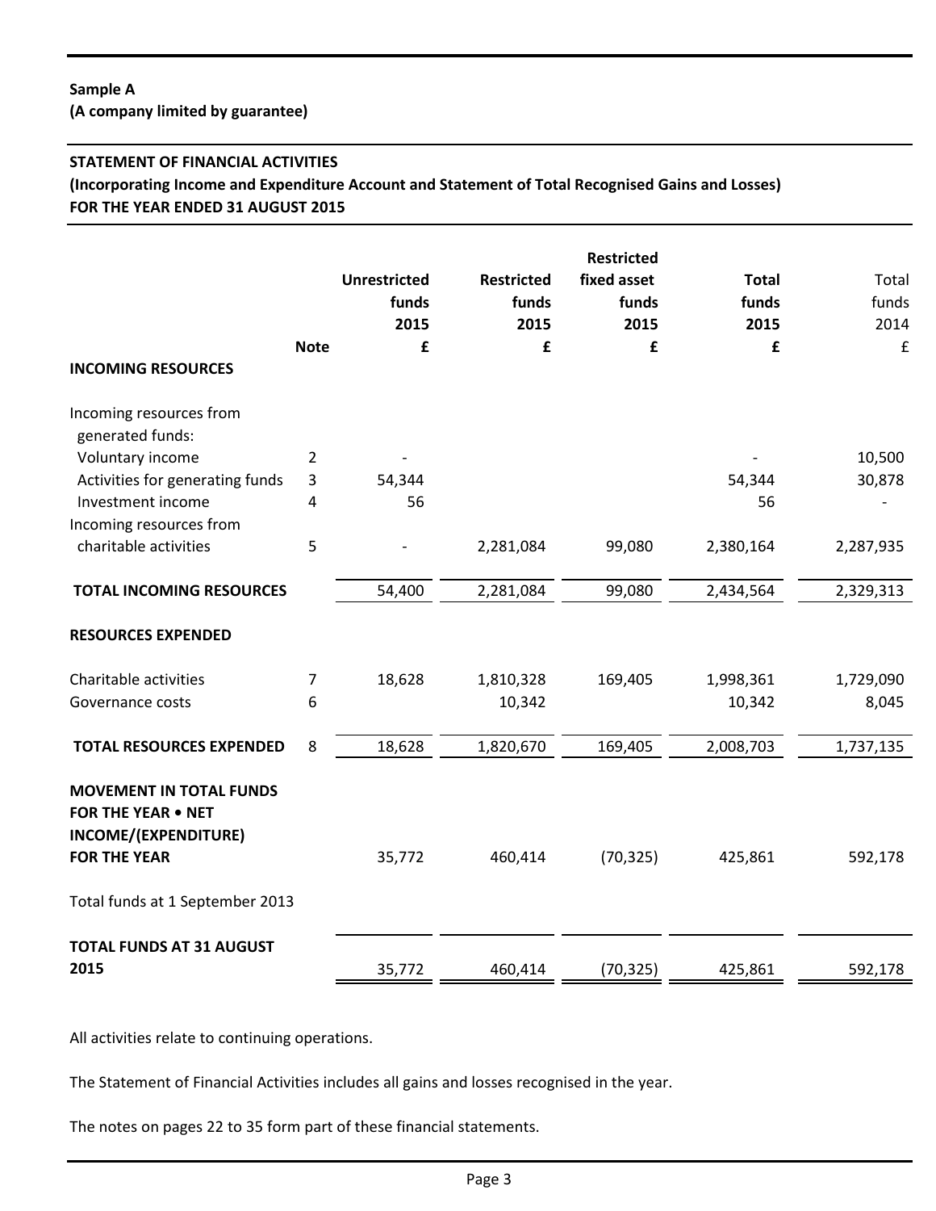**Sample A**
**(A company limited by guarantee)**

## STATEMENT OF FINANCIAL ACTIVITIES

**(Incorporating Income and Expenditure Account and Statement of Total Recognised Gains and Losses)**
**FOR THE YEAR ENDED 31 AUGUST 2015**

| | Note | Unrestricted funds 2015 £ | Restricted funds 2015 £ | Restricted fixed asset funds 2015 £ | Total funds 2015 £ | Total funds 2014 £ |
|---|---|---|---|---|---|---|
| **INCOMING RESOURCES** | | | | | | |
| Incoming resources from generated funds: | | | | | | |
| Voluntary income | 2 | - | | | - | 10,500 |
| Activities for generating funds | 3 | 54,344 | | | 54,344 | 30,878 |
| Investment income | 4 | 56 | | | 56 | - |
| Incoming resources from charitable activities | 5 | - | 2,281,084 | 99,080 | 2,380,164 | 2,287,935 |
| **TOTAL INCOMING RESOURCES** | | 54,400 | 2,281,084 | 99,080 | 2,434,564 | 2,329,313 |
| **RESOURCES EXPENDED** | | | | | | |
| Charitable activities | 7 | 18,628 | 1,810,328 | 169,405 | 1,998,361 | 1,729,090 |
| Governance costs | 6 | | 10,342 | | 10,342 | 8,045 |
| **TOTAL RESOURCES EXPENDED** | 8 | 18,628 | 1,820,670 | 169,405 | 2,008,703 | 1,737,135 |
| **MOVEMENT IN TOTAL FUNDS FOR THE YEAR • NET INCOME/(EXPENDITURE) FOR THE YEAR** | | 35,772 | 460,414 | (70,325) | 425,861 | 592,178 |
| Total funds at 1 September 2013 | | | | | | |
| **TOTAL FUNDS AT 31 AUGUST 2015** | | 35,772 | 460,414 | (70,325) | 425,861 | 592,178 |

All activities relate to continuing operations.

The Statement of Financial Activities includes all gains and losses recognised in the year.

The notes on pages 22 to 35 form part of these financial statements.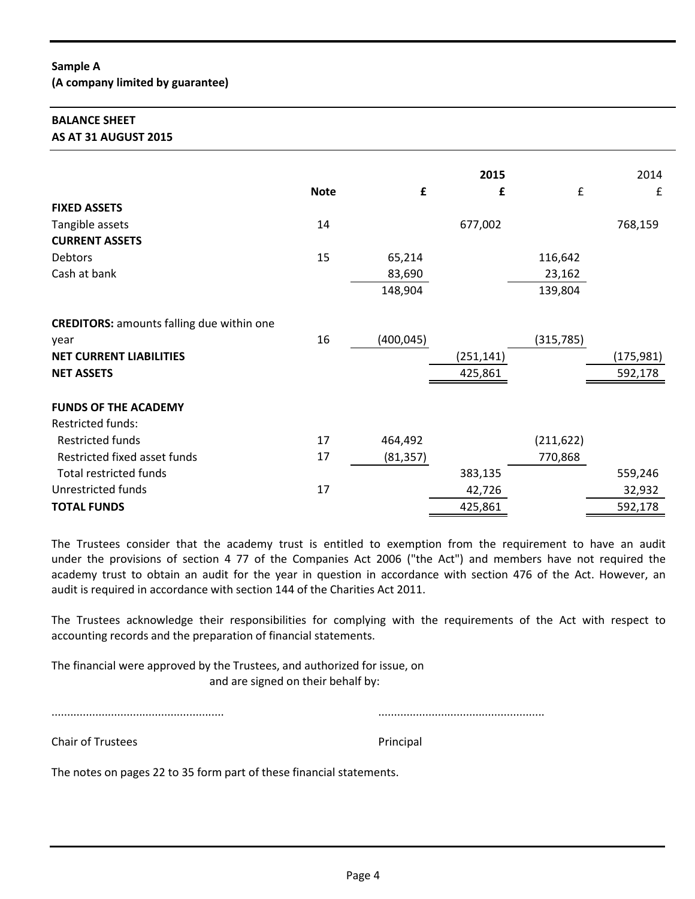**Sample A**
**(A company limited by guarantee)**

**BALANCE SHEET**
**AS AT 31 AUGUST 2015**

| | Note | £ | 2015 £ | £ | 2014 £ |
|---|---|---|---|---|---|
| **FIXED ASSETS** | | | | | |
| Tangible assets | 14 | | 677,002 | | 768,159 |
| **CURRENT ASSETS** | | | | | |
| Debtors | 15 | 65,214 | | 116,642 | |
| Cash at bank | | 83,690 | | 23,162 | |
| | | 148,904 | | 139,804 | |
| **CREDITORS:** amounts falling due within one year | 16 | (400,045) | | (315,785) | |
| **NET CURRENT LIABILITIES** | | | (251,141) | | (175,981) |
| **NET ASSETS** | | | 425,861 | | 592,178 |
| **FUNDS OF THE ACADEMY** | | | | | |
| Restricted funds: | | | | | |
| Restricted funds | 17 | 464,492 | | (211,622) | |
| Restricted fixed asset funds | 17 | (81,357) | | 770,868 | |
| Total restricted funds | | | 383,135 | | 559,246 |
| Unrestricted funds | 17 | | 42,726 | | 32,932 |
| **TOTAL FUNDS** | | | 425,861 | | 592,178 |

The Trustees consider that the academy trust is entitled to exemption from the requirement to have an audit under the provisions of section 4 77 of the Companies Act 2006 ("the Act") and members have not required the academy trust to obtain an audit for the year in question in accordance with section 476 of the Act. However, an audit is required in accordance with section 144 of the Charities Act 2011.

The Trustees acknowledge their responsibilities for complying with the requirements of the Act with respect to accounting records and the preparation of financial statements.

The financial were approved by the Trustees, and authorized for issue, on
and are signed on their behalf by:

...................................................... ....................................................

Chair of Trustees Principal

The notes on pages 22 to 35 form part of these financial statements.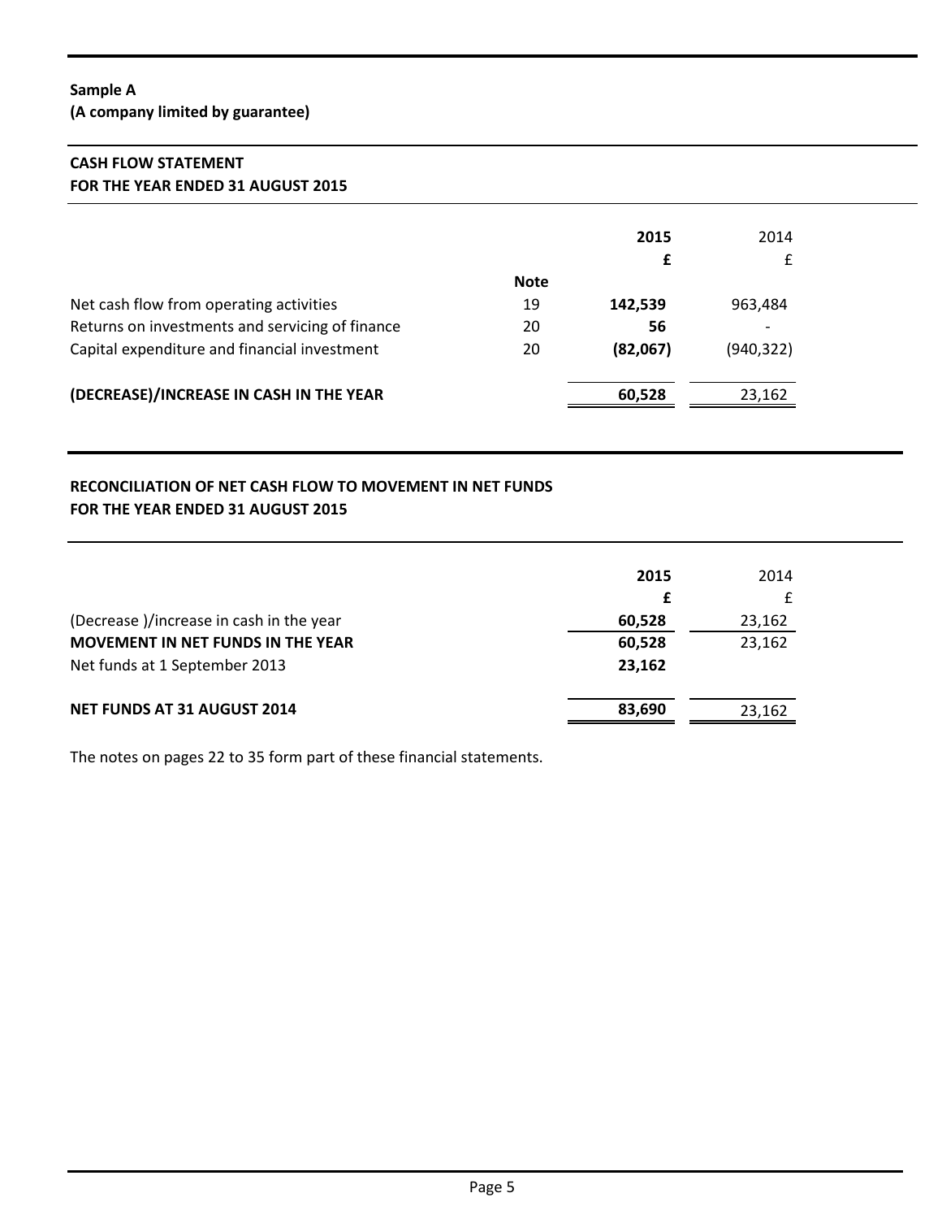**Sample A**
**(A company limited by guarantee)**

## CASH FLOW STATEMENT
## FOR THE YEAR ENDED 31 AUGUST 2015

| | Note | 2015<br>£ | 2014<br>£ |
|---|---|---|---|
| Net cash flow from operating activities | 19 | **142,539** | 963,484 |
| Returns on investments and servicing of finance | 20 | **56** | - |
| Capital expenditure and financial investment | 20 | **(82,067)** | (940,322) |
| **(DECREASE)/INCREASE IN CASH IN THE YEAR** | | **60,528** | 23,162 |

## RECONCILIATION OF NET CASH FLOW TO MOVEMENT IN NET FUNDS
## FOR THE YEAR ENDED 31 AUGUST 2015

| | 2015<br>£ | 2014<br>£ |
|---|---|---|
| (Decrease )/increase in cash in the year | **60,528** | 23,162 |
| **MOVEMENT IN NET FUNDS IN THE YEAR** | **60,528** | 23,162 |
| Net funds at 1 September 2013 | **23,162** | |
| **NET FUNDS AT 31 AUGUST 2014** | **83,690** | 23,162 |

The notes on pages 22 to 35 form part of these financial statements.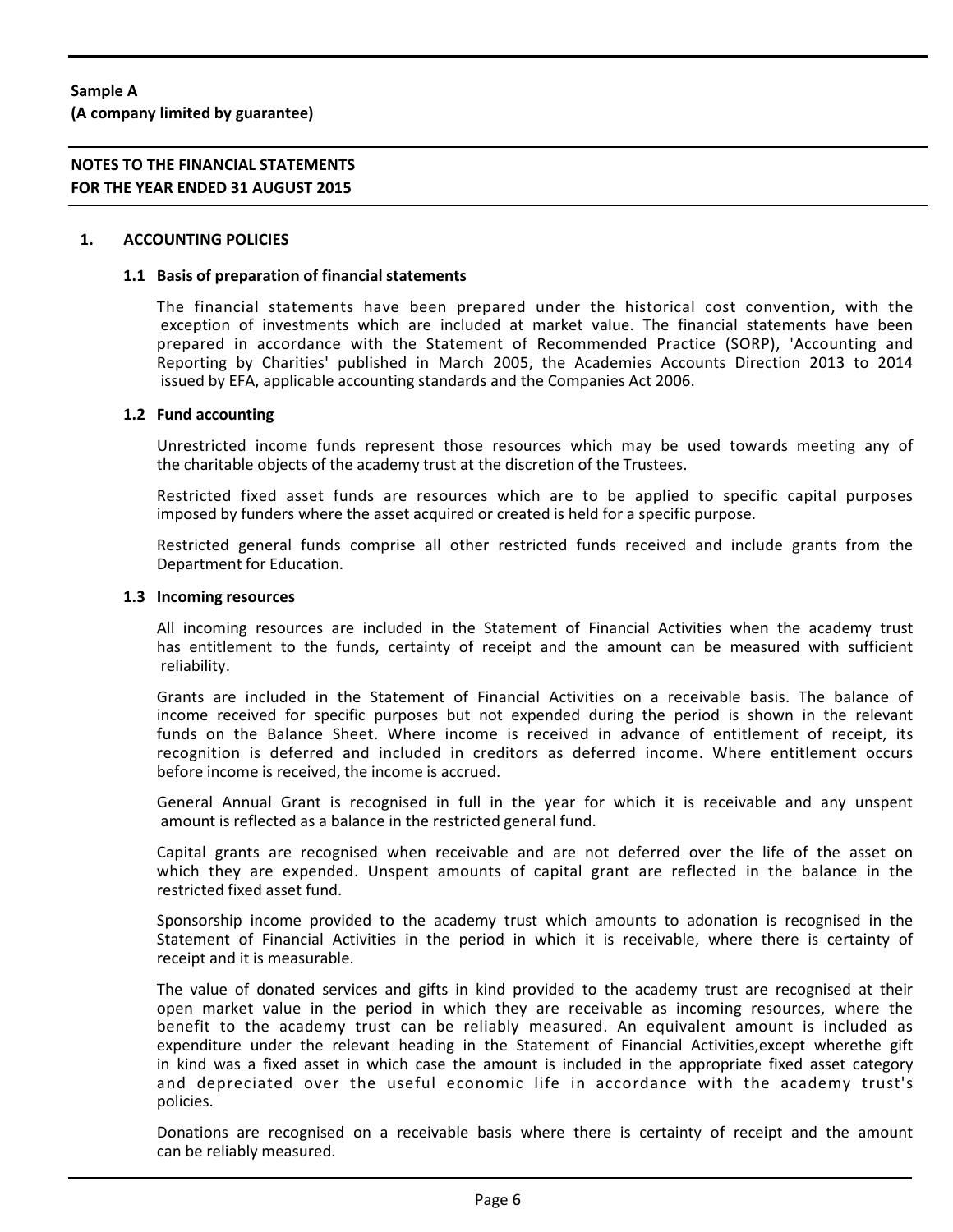**Sample A**
**(A company limited by guarantee)**

**NOTES TO THE FINANCIAL STATEMENTS**
**FOR THE YEAR ENDED 31 AUGUST 2015**

## 1. ACCOUNTING POLICIES

### 1.1 Basis of preparation of financial statements

The financial statements have been prepared under the historical cost convention, with the exception of investments which are included at market value. The financial statements have been prepared in accordance with the Statement of Recommended Practice (SORP), 'Accounting and Reporting by Charities' published in March 2005, the Academies Accounts Direction 2013 to 2014 issued by EFA, applicable accounting standards and the Companies Act 2006.

### 1.2 Fund accounting

Unrestricted income funds represent those resources which may be used towards meeting any of the charitable objects of the academy trust at the discretion of the Trustees.

Restricted fixed asset funds are resources which are to be applied to specific capital purposes imposed by funders where the asset acquired or created is held for a specific purpose.

Restricted general funds comprise all other restricted funds received and include grants from the Department for Education.

### 1.3 Incoming resources

All incoming resources are included in the Statement of Financial Activities when the academy trust has entitlement to the funds, certainty of receipt and the amount can be measured with sufficient reliability.

Grants are included in the Statement of Financial Activities on a receivable basis. The balance of income received for specific purposes but not expended during the period is shown in the relevant funds on the Balance Sheet. Where income is received in advance of entitlement of receipt, its recognition is deferred and included in creditors as deferred income. Where entitlement occurs before income is received, the income is accrued.

General Annual Grant is recognised in full in the year for which it is receivable and any unspent amount is reflected as a balance in the restricted general fund.

Capital grants are recognised when receivable and are not deferred over the life of the asset on which they are expended. Unspent amounts of capital grant are reflected in the balance in the restricted fixed asset fund.

Sponsorship income provided to the academy trust which amounts to adonation is recognised in the Statement of Financial Activities in the period in which it is receivable, where there is certainty of receipt and it is measurable.

The value of donated services and gifts in kind provided to the academy trust are recognised at their open market value in the period in which they are receivable as incoming resources, where the benefit to the academy trust can be reliably measured. An equivalent amount is included as expenditure under the relevant heading in the Statement of Financial Activities,except wherethe gift in kind was a fixed asset in which case the amount is included in the appropriate fixed asset category and depreciated over the useful economic life in accordance with the academy trust's policies.

Donations are recognised on a receivable basis where there is certainty of receipt and the amount can be reliably measured.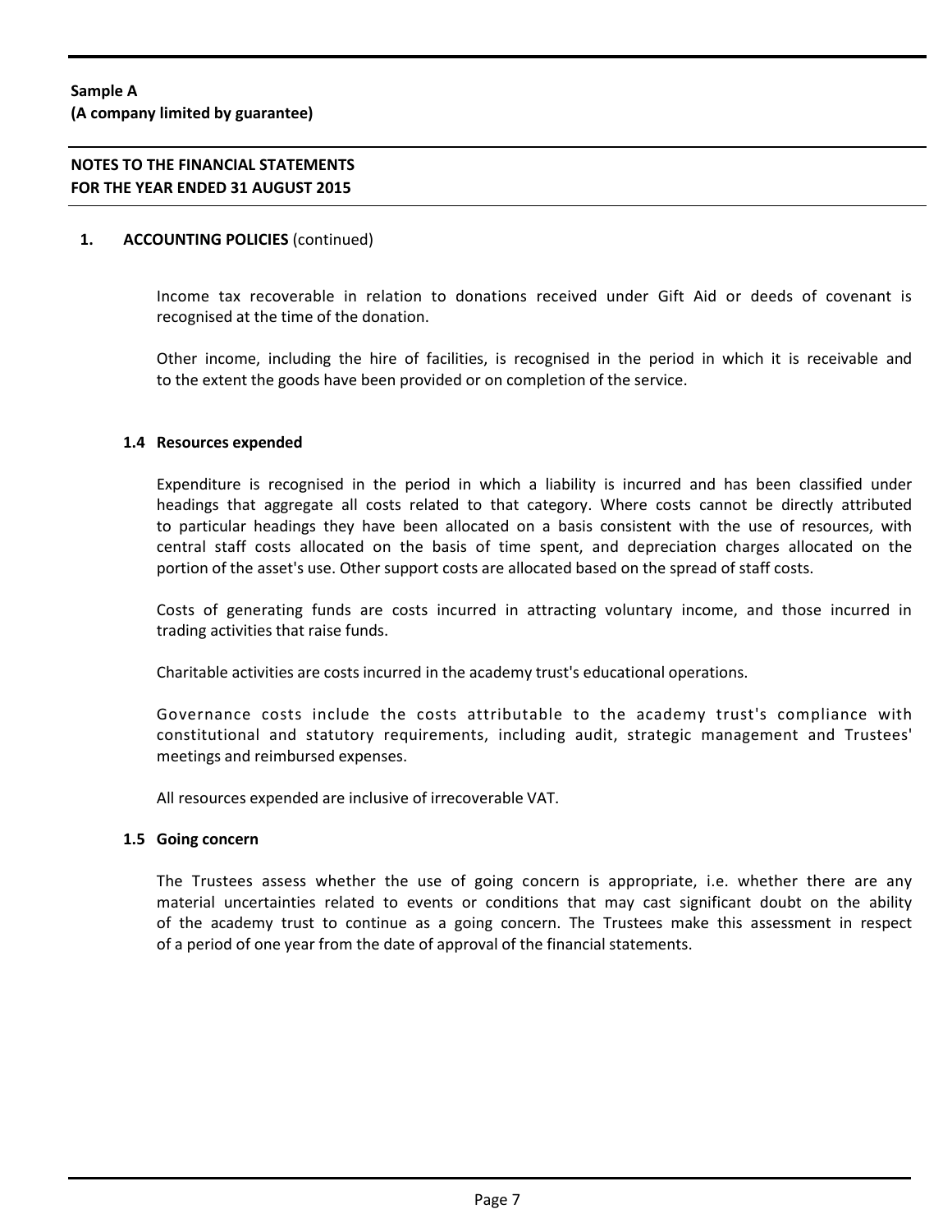## 1. ACCOUNTING POLICIES (continued)

Income tax recoverable in relation to donations received under Gift Aid or deeds of covenant is recognised at the time of the donation.

Other income, including the hire of facilities, is recognised in the period in which it is receivable and to the extent the goods have been provided or on completion of the service.

### 1.4 Resources expended

Expenditure is recognised in the period in which a liability is incurred and has been classified under headings that aggregate all costs related to that category. Where costs cannot be directly attributed to particular headings they have been allocated on a basis consistent with the use of resources, with central staff costs allocated on the basis of time spent, and depreciation charges allocated on the portion of the asset's use. Other support costs are allocated based on the spread of staff costs.

Costs of generating funds are costs incurred in attracting voluntary income, and those incurred in trading activities that raise funds.

Charitable activities are costs incurred in the academy trust's educational operations.

Governance costs include the costs attributable to the academy trust's compliance with constitutional and statutory requirements, including audit, strategic management and Trustees' meetings and reimbursed expenses.

All resources expended are inclusive of irrecoverable VAT.

### 1.5 Going concern

The Trustees assess whether the use of going concern is appropriate, i.e. whether there are any material uncertainties related to events or conditions that may cast significant doubt on the ability of the academy trust to continue as a going concern. The Trustees make this assessment in respect of a period of one year from the date of approval of the financial statements.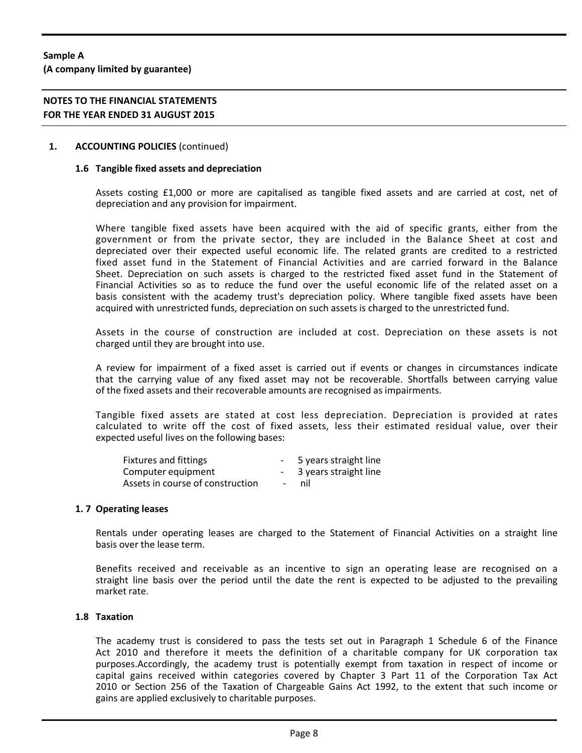**Sample A**
**(A company limited by guarantee)**

**NOTES TO THE FINANCIAL STATEMENTS**
**FOR THE YEAR ENDED 31 AUGUST 2015**

## 1. ACCOUNTING POLICIES (continued)

### 1.6 Tangible fixed assets and depreciation

Assets costing £1,000 or more are capitalised as tangible fixed assets and are carried at cost, net of depreciation and any provision for impairment.

Where tangible fixed assets have been acquired with the aid of specific grants, either from the government or from the private sector, they are included in the Balance Sheet at cost and depreciated over their expected useful economic life. The related grants are credited to a restricted fixed asset fund in the Statement of Financial Activities and are carried forward in the Balance Sheet. Depreciation on such assets is charged to the restricted fixed asset fund in the Statement of Financial Activities so as to reduce the fund over the useful economic life of the related asset on a basis consistent with the academy trust's depreciation policy. Where tangible fixed assets have been acquired with unrestricted funds, depreciation on such assets is charged to the unrestricted fund.

Assets in the course of construction are included at cost. Depreciation on these assets is not charged until they are brought into use.

A review for impairment of a fixed asset is carried out if events or changes in circumstances indicate that the carrying value of any fixed asset may not be recoverable. Shortfalls between carrying value of the fixed assets and their recoverable amounts are recognised as impairments.

Tangible fixed assets are stated at cost less depreciation. Depreciation is provided at rates calculated to write off the cost of fixed assets, less their estimated residual value, over their expected useful lives on the following bases:

| | | |
|---|---|---|
| Fixtures and fittings | - | 5 years straight line |
| Computer equipment | - | 3 years straight line |
| Assets in course of construction | - | nil |

### 1. 7 Operating leases

Rentals under operating leases are charged to the Statement of Financial Activities on a straight line basis over the lease term.

Benefits received and receivable as an incentive to sign an operating lease are recognised on a straight line basis over the period until the date the rent is expected to be adjusted to the prevailing market rate.

### 1.8 Taxation

The academy trust is considered to pass the tests set out in Paragraph 1 Schedule 6 of the Finance Act 2010 and therefore it meets the definition of a charitable company for UK corporation tax purposes.Accordingly, the academy trust is potentially exempt from taxation in respect of income or capital gains received within categories covered by Chapter 3 Part 11 of the Corporation Tax Act 2010 or Section 256 of the Taxation of Chargeable Gains Act 1992, to the extent that such income or gains are applied exclusively to charitable purposes.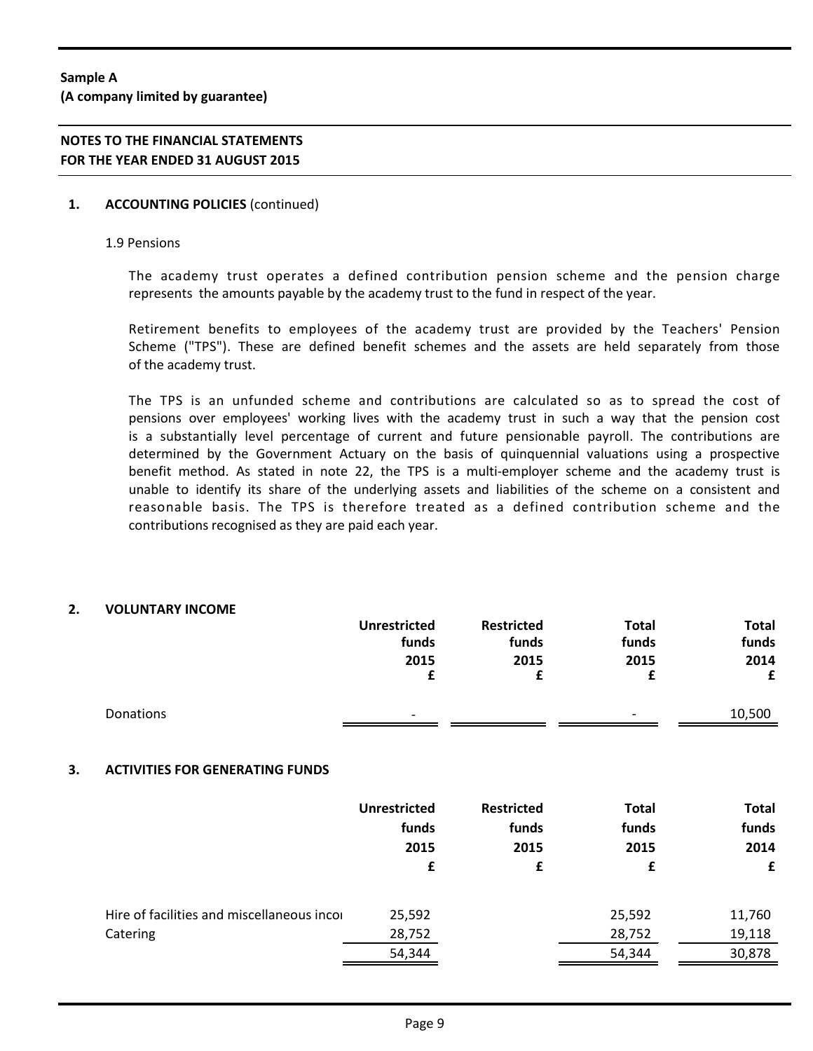**Sample A**
**(A company limited by guarantee)**

**NOTES TO THE FINANCIAL STATEMENTS**
**FOR THE YEAR ENDED 31 AUGUST 2015**

## 1. ACCOUNTING POLICIES (continued)

### 1.9 Pensions

The academy trust operates a defined contribution pension scheme and the pension charge represents the amounts payable by the academy trust to the fund in respect of the year.

Retirement benefits to employees of the academy trust are provided by the Teachers' Pension Scheme ("TPS"). These are defined benefit schemes and the assets are held separately from those of the academy trust.

The TPS is an unfunded scheme and contributions are calculated so as to spread the cost of pensions over employees' working lives with the academy trust in such a way that the pension cost is a substantially level percentage of current and future pensionable payroll. The contributions are determined by the Government Actuary on the basis of quinquennial valuations using a prospective benefit method. As stated in note 22, the TPS is a multi-employer scheme and the academy trust is unable to identify its share of the underlying assets and liabilities of the scheme on a consistent and reasonable basis. The TPS is therefore treated as a defined contribution scheme and the contributions recognised as they are paid each year.

## 2. VOLUNTARY INCOME

| | Unrestricted funds 2015 £ | Restricted funds 2015 £ | Total funds 2015 £ | Total funds 2014 £ |
|---|---|---|---|---|
| Donations | - | | - | 10,500 |

## 3. ACTIVITIES FOR GENERATING FUNDS

| | Unrestricted funds 2015 £ | Restricted funds 2015 £ | Total funds 2015 £ | Total funds 2014 £ |
|---|---|---|---|---|
| Hire of facilities and miscellaneous incoı | 25,592 | | 25,592 | 11,760 |
| Catering | 28,752 | | 28,752 | 19,118 |
| | 54,344 | | 54,344 | 30,878 |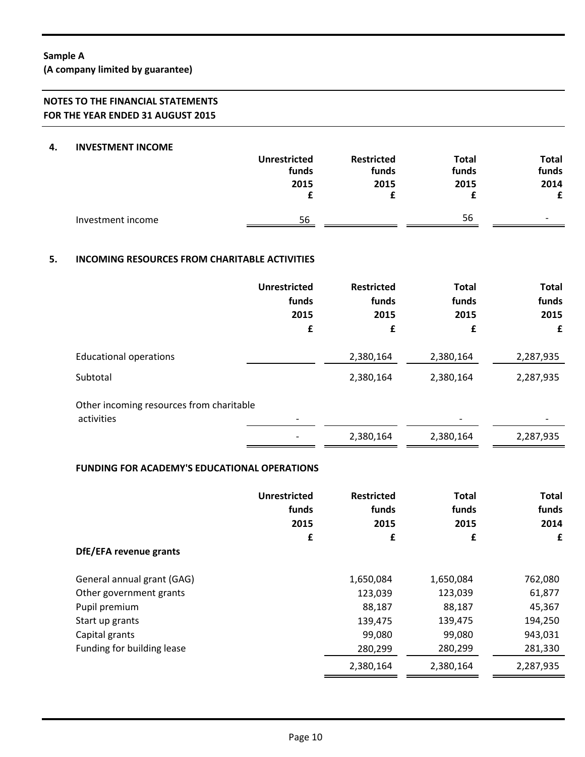**Sample A**
**(A company limited by guarantee)**

**NOTES TO THE FINANCIAL STATEMENTS**
**FOR THE YEAR ENDED 31 AUGUST 2015**

## 4. INVESTMENT INCOME

| | Unrestricted funds 2015 £ | Restricted funds 2015 £ | Total funds 2015 £ | Total funds 2014 £ |
|---|---|---|---|---|
| Investment income | 56 | | 56 | - |

## 5. INCOMING RESOURCES FROM CHARITABLE ACTIVITIES

| | Unrestricted funds 2015 £ | Restricted funds 2015 £ | Total funds 2015 £ | Total funds 2015 £ |
|---|---|---|---|---|
| Educational operations | | 2,380,164 | 2,380,164 | 2,287,935 |
| Subtotal | | 2,380,164 | 2,380,164 | 2,287,935 |
| Other incoming resources from charitable activities | - | | - | - |
| | - | 2,380,164 | 2,380,164 | 2,287,935 |

### FUNDING FOR ACADEMY'S EDUCATIONAL OPERATIONS

| | Unrestricted funds 2015 £ | Restricted funds 2015 £ | Total funds 2015 £ | Total funds 2014 £ |
|---|---|---|---|---|
| **DfE/EFA revenue grants** | | | | |
| General annual grant (GAG) | | 1,650,084 | 1,650,084 | 762,080 |
| Other government grants | | 123,039 | 123,039 | 61,877 |
| Pupil premium | | 88,187 | 88,187 | 45,367 |
| Start up grants | | 139,475 | 139,475 | 194,250 |
| Capital grants | | 99,080 | 99,080 | 943,031 |
| Funding for building lease | | 280,299 | 280,299 | 281,330 |
| | | 2,380,164 | 2,380,164 | 2,287,935 |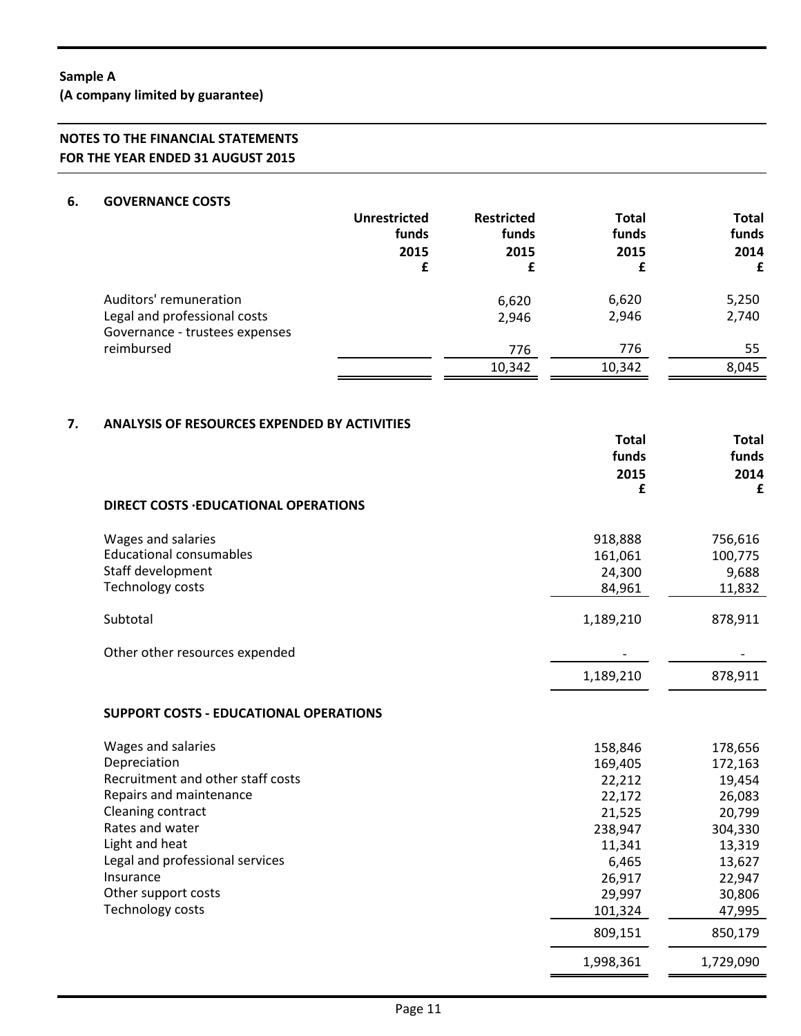**Sample A**
**(A company limited by guarantee)**

**NOTES TO THE FINANCIAL STATEMENTS**
**FOR THE YEAR ENDED 31 AUGUST 2015**

## 6. GOVERNANCE COSTS

| | Unrestricted funds 2015 £ | Restricted funds 2015 £ | Total funds 2015 £ | Total funds 2014 £ |
|---|---|---|---|---|
| Auditors' remuneration | | 6,620 | 6,620 | 5,250 |
| Legal and professional costs | | 2,946 | 2,946 | 2,740 |
| Governance - trustees expenses reimbursed | | 776 | 776 | 55 |
| | | 10,342 | 10,342 | 8,045 |

## 7. ANALYSIS OF RESOURCES EXPENDED BY ACTIVITIES

| | Total funds 2015 £ | Total funds 2014 £ |
|---|---|---|
| **DIRECT COSTS ·EDUCATIONAL OPERATIONS** | | |
| Wages and salaries | 918,888 | 756,616 |
| Educational consumables | 161,061 | 100,775 |
| Staff development | 24,300 | 9,688 |
| Technology costs | 84,961 | 11,832 |
| Subtotal | 1,189,210 | 878,911 |
| Other other resources expended | - | - |
| | 1,189,210 | 878,911 |
| **SUPPORT COSTS - EDUCATIONAL OPERATIONS** | | |
| Wages and salaries | 158,846 | 178,656 |
| Depreciation | 169,405 | 172,163 |
| Recruitment and other staff costs | 22,212 | 19,454 |
| Repairs and maintenance | 22,172 | 26,083 |
| Cleaning contract | 21,525 | 20,799 |
| Rates and water | 238,947 | 304,330 |
| Light and heat | 11,341 | 13,319 |
| Legal and professional services | 6,465 | 13,627 |
| Insurance | 26,917 | 22,947 |
| Other support costs | 29,997 | 30,806 |
| Technology costs | 101,324 | 47,995 |
| | 809,151 | 850,179 |
| | 1,998,361 | 1,729,090 |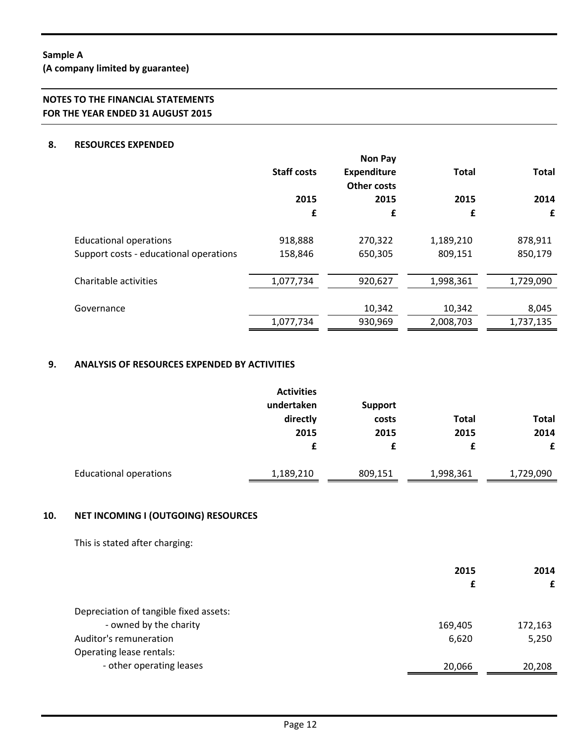**Sample A**
**(A company limited by guarantee)**

**NOTES TO THE FINANCIAL STATEMENTS**
**FOR THE YEAR ENDED 31 AUGUST 2015**

## 8. RESOURCES EXPENDED

| | Staff costs 2015 £ | Non Pay Expenditure Other costs 2015 £ | Total 2015 £ | Total 2014 £ |
|---|---|---|---|---|
| Educational operations | 918,888 | 270,322 | 1,189,210 | 878,911 |
| Support costs - educational operations | 158,846 | 650,305 | 809,151 | 850,179 |
| Charitable activities | 1,077,734 | 920,627 | 1,998,361 | 1,729,090 |
| Governance | | 10,342 | 10,342 | 8,045 |
| | 1,077,734 | 930,969 | 2,008,703 | 1,737,135 |

## 9. ANALYSIS OF RESOURCES EXPENDED BY ACTIVITIES

| | Activities undertaken directly 2015 £ | Support costs 2015 £ | Total 2015 £ | Total 2014 £ |
|---|---|---|---|---|
| Educational operations | 1,189,210 | 809,151 | 1,998,361 | 1,729,090 |

## 10. NET INCOMING I (OUTGOING) RESOURCES

This is stated after charging:

| | 2015 £ | 2014 £ |
|---|---|---|
| Depreciation of tangible fixed assets: | | |
| - owned by the charity | 169,405 | 172,163 |
| Auditor's remuneration | 6,620 | 5,250 |
| Operating lease rentals: | | |
| - other operating leases | 20,066 | 20,208 |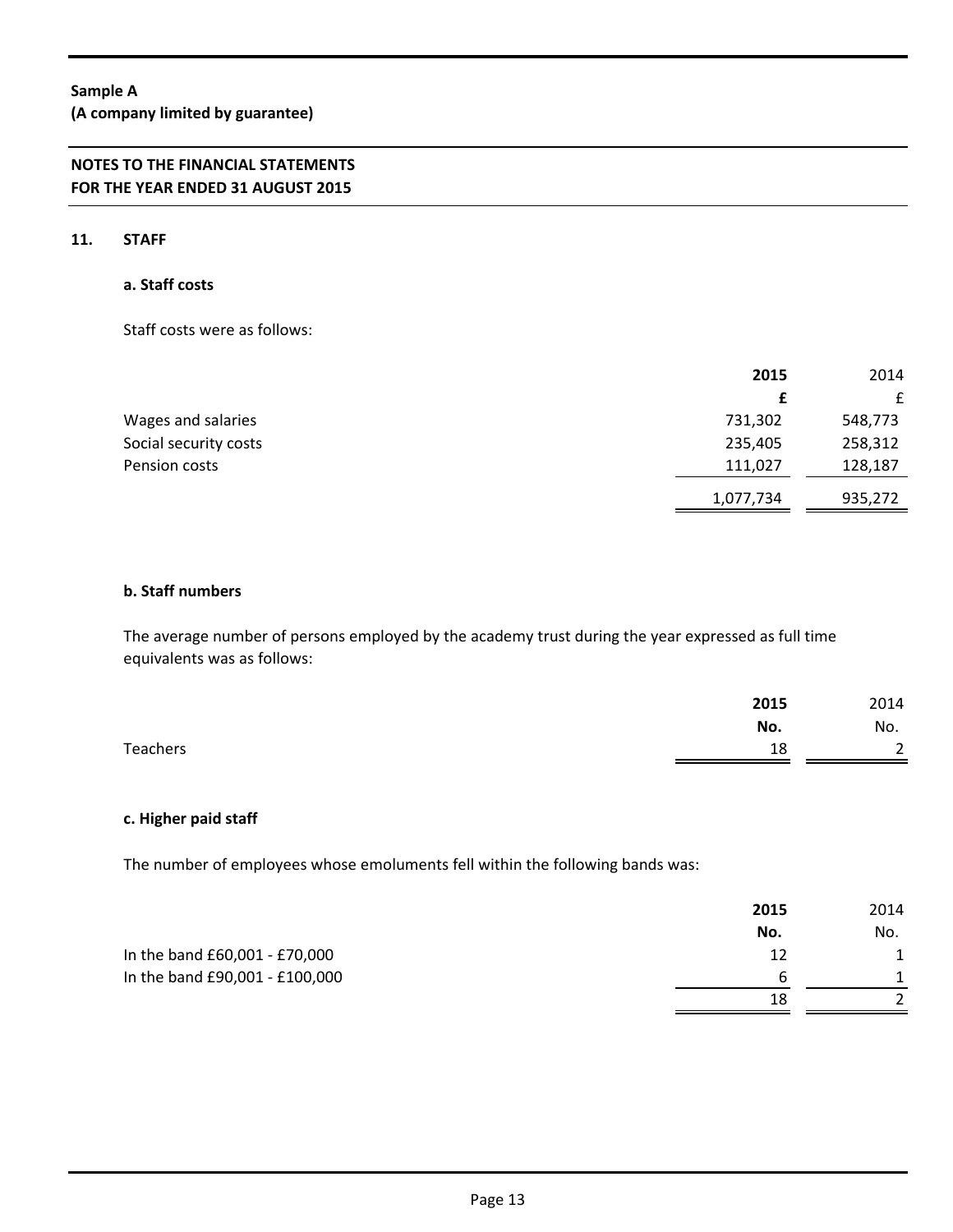**Sample A**
**(A company limited by guarantee)**

**NOTES TO THE FINANCIAL STATEMENTS**
**FOR THE YEAR ENDED 31 AUGUST 2015**

## 11. STAFF

### a. Staff costs

Staff costs were as follows:

| | 2015 | 2014 |
|---|---|---|
| | £ | £ |
| Wages and salaries | 731,302 | 548,773 |
| Social security costs | 235,405 | 258,312 |
| Pension costs | 111,027 | 128,187 |
| | 1,077,734 | 935,272 |

### b. Staff numbers

The average number of persons employed by the academy trust during the year expressed as full time equivalents was as follows:

| | 2015 | 2014 |
|---|---|---|
| | No. | No. |
| Teachers | 18 | 2 |

### c. Higher paid staff

The number of employees whose emoluments fell within the following bands was:

| | 2015 | 2014 |
|---|---|---|
| | No. | No. |
| In the band £60,001 - £70,000 | 12 | 1 |
| In the band £90,001 - £100,000 | 6 | 1 |
| | 18 | 2 |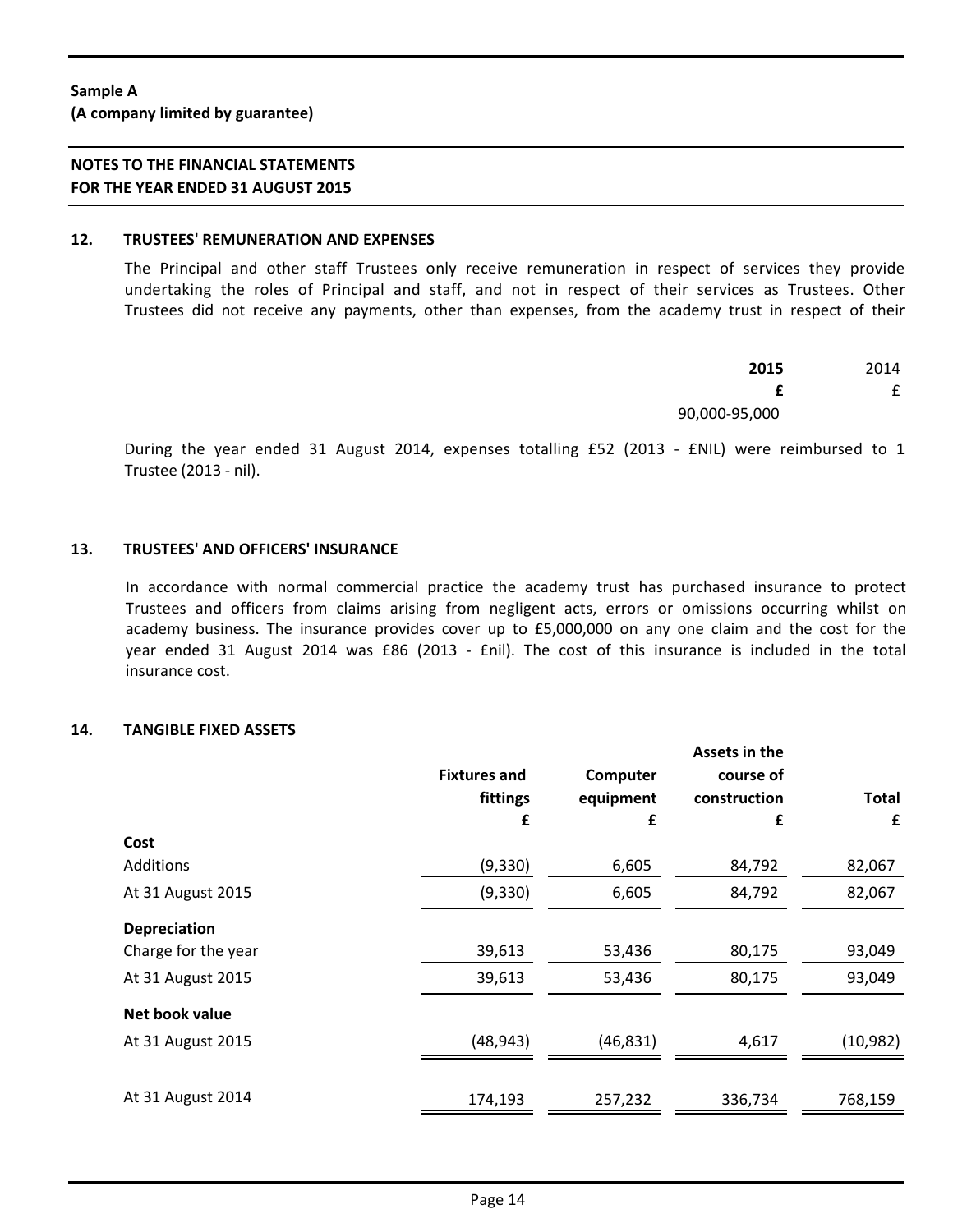**Sample A**
**(A company limited by guarantee)**

**NOTES TO THE FINANCIAL STATEMENTS**
**FOR THE YEAR ENDED 31 AUGUST 2015**

## 12. TRUSTEES' REMUNERATION AND EXPENSES

The Principal and other staff Trustees only receive remuneration in respect of services they provide undertaking the roles of Principal and staff, and not in respect of their services as Trustees. Other Trustees did not receive any payments, other than expenses, from the academy trust in respect of their

| | **2015** | 2014 |
|---|---|---|
| | **£** | £ |
| | 90,000-95,000 | |

During the year ended 31 August 2014, expenses totalling £52 (2013 - £NIL) were reimbursed to 1 Trustee (2013 - nil).

## 13. TRUSTEES' AND OFFICERS' INSURANCE

In accordance with normal commercial practice the academy trust has purchased insurance to protect Trustees and officers from claims arising from negligent acts, errors or omissions occurring whilst on academy business. The insurance provides cover up to £5,000,000 on any one claim and the cost for the year ended 31 August 2014 was £86 (2013 - £nil). The cost of this insurance is included in the total insurance cost.

## 14. TANGIBLE FIXED ASSETS

| | **Fixtures and fittings** | **Computer equipment** | **Assets in the course of construction** | **Total** |
|---|---|---|---|---|
| | **£** | **£** | **£** | **£** |
| **Cost** | | | | |
| Additions | (9,330) | 6,605 | 84,792 | 82,067 |
| At 31 August 2015 | (9,330) | 6,605 | 84,792 | 82,067 |
| **Depreciation** | | | | |
| Charge for the year | 39,613 | 53,436 | 80,175 | 93,049 |
| At 31 August 2015 | 39,613 | 53,436 | 80,175 | 93,049 |
| **Net book value** | | | | |
| At 31 August 2015 | (48,943) | (46,831) | 4,617 | (10,982) |
| At 31 August 2014 | 174,193 | 257,232 | 336,734 | 768,159 |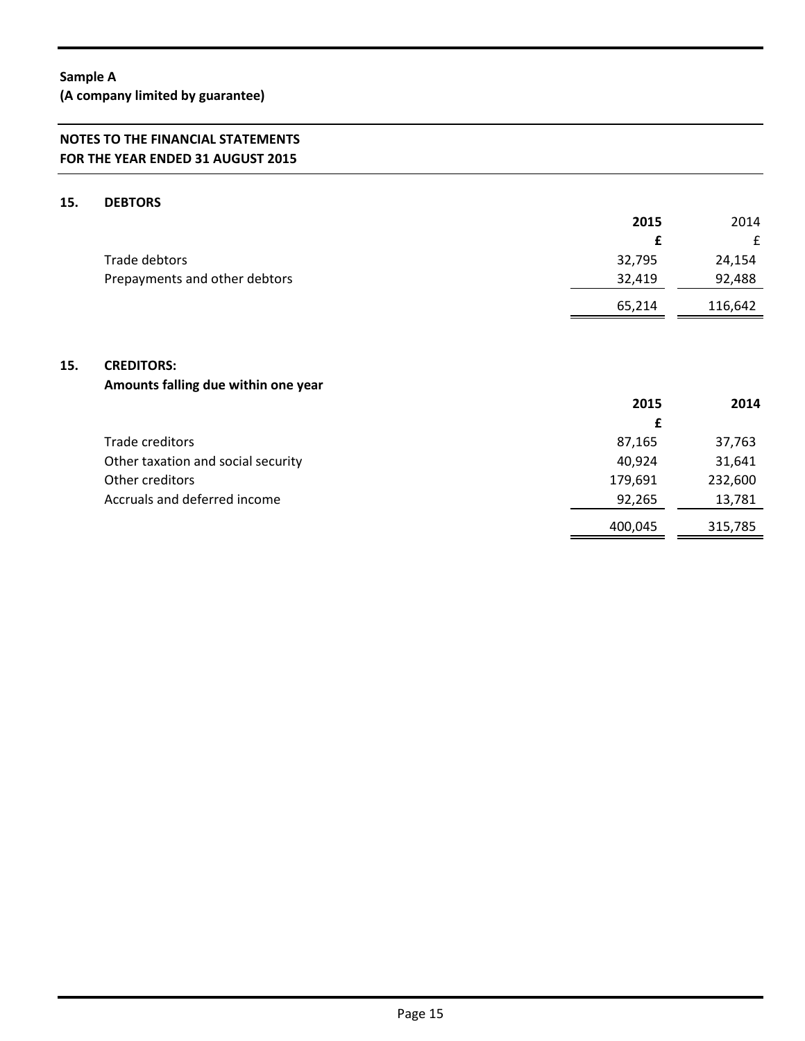**Sample A**
**(A company limited by guarantee)**

**NOTES TO THE FINANCIAL STATEMENTS**
**FOR THE YEAR ENDED 31 AUGUST 2015**

## 15. DEBTORS

| | 2015 | 2014 |
|---|---|---|
| | £ | £ |
| Trade debtors | 32,795 | 24,154 |
| Prepayments and other debtors | 32,419 | 92,488 |
| | 65,214 | 116,642 |

## 15. CREDITORS:

**Amounts falling due within one year**

| | 2015 | 2014 |
|---|---|---|
| | £ | |
| Trade creditors | 87,165 | 37,763 |
| Other taxation and social security | 40,924 | 31,641 |
| Other creditors | 179,691 | 232,600 |
| Accruals and deferred income | 92,265 | 13,781 |
| | 400,045 | 315,785 |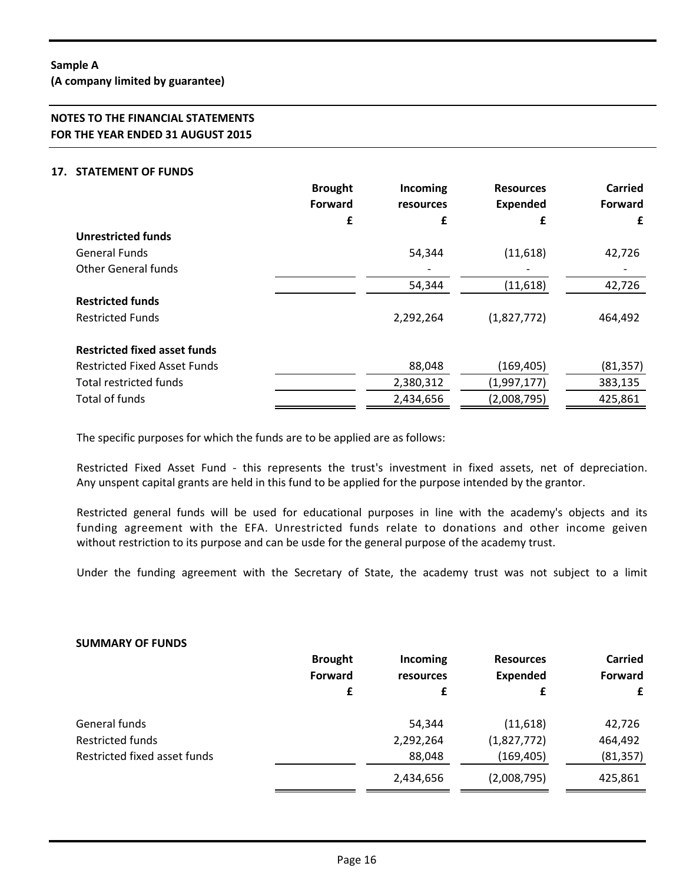**Sample A**
**(A company limited by guarantee)**

**NOTES TO THE FINANCIAL STATEMENTS**
**FOR THE YEAR ENDED 31 AUGUST 2015**

## 17. STATEMENT OF FUNDS

| | Brought Forward £ | Incoming resources £ | Resources Expended £ | Carried Forward £ |
|---|---|---|---|---|
| **Unrestricted funds** | | | | |
| General Funds | | 54,344 | (11,618) | 42,726 |
| Other General funds | | - | - | - |
| | | 54,344 | (11,618) | 42,726 |
| **Restricted funds** | | | | |
| Restricted Funds | | 2,292,264 | (1,827,772) | 464,492 |
| **Restricted fixed asset funds** | | | | |
| Restricted Fixed Asset Funds | | 88,048 | (169,405) | (81,357) |
| Total restricted funds | | 2,380,312 | (1,997,177) | 383,135 |
| Total of funds | | 2,434,656 | (2,008,795) | 425,861 |

The specific purposes for which the funds are to be applied are as follows:

Restricted Fixed Asset Fund - this represents the trust's investment in fixed assets, net of depreciation. Any unspent capital grants are held in this fund to be applied for the purpose intended by the grantor.

Restricted general funds will be used for educational purposes in line with the academy's objects and its funding agreement with the EFA. Unrestricted funds relate to donations and other income geiven without restriction to its purpose and can be usde for the general purpose of the academy trust.

Under the funding agreement with the Secretary of State, the academy trust was not subject to a limit

**SUMMARY OF FUNDS**

| | Brought Forward £ | Incoming resources £ | Resources Expended £ | Carried Forward £ |
|---|---|---|---|---|
| General funds | | 54,344 | (11,618) | 42,726 |
| Restricted funds | | 2,292,264 | (1,827,772) | 464,492 |
| Restricted fixed asset funds | | 88,048 | (169,405) | (81,357) |
| | | 2,434,656 | (2,008,795) | 425,861 |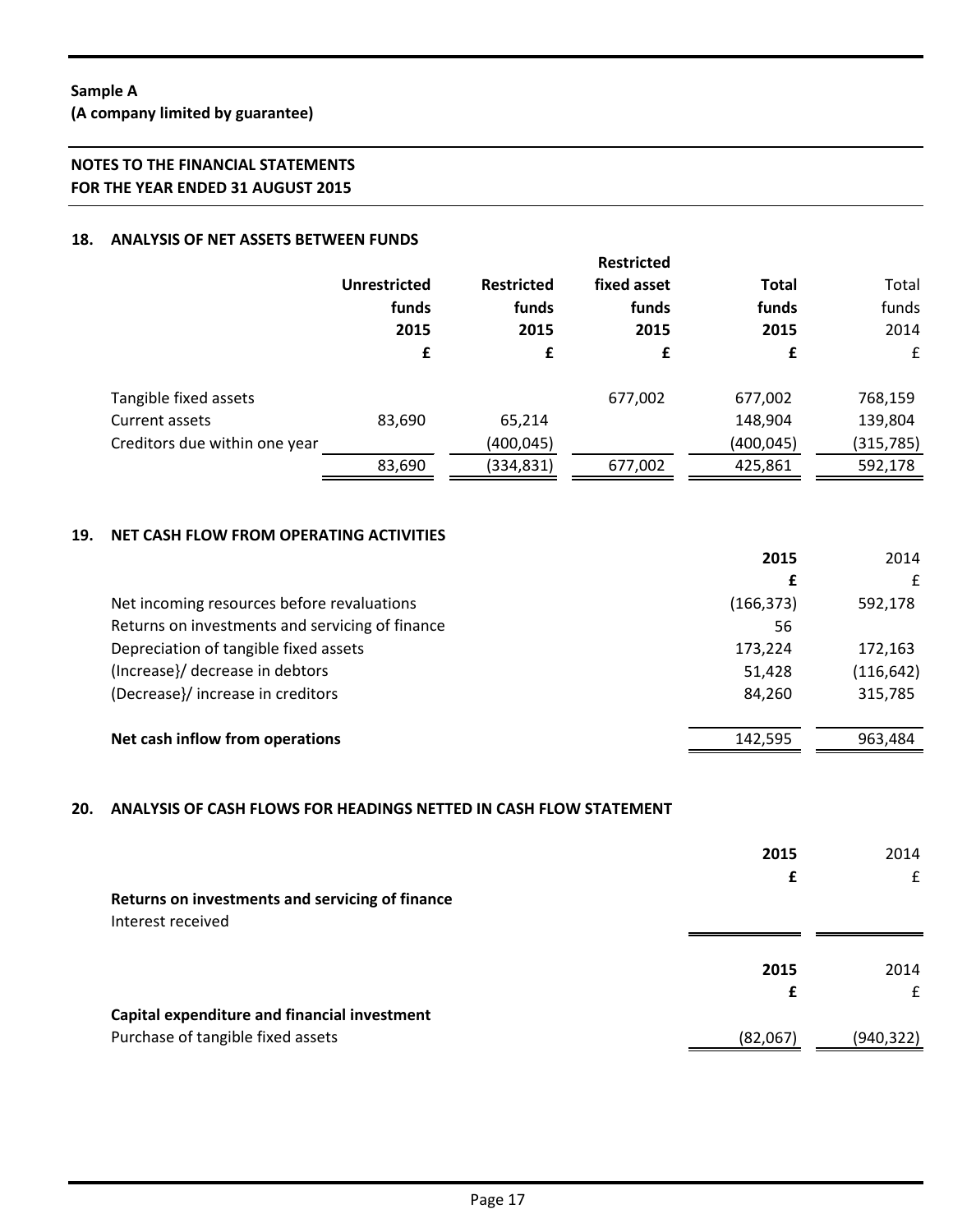**Sample A**
**(A company limited by guarantee)**

**NOTES TO THE FINANCIAL STATEMENTS**
**FOR THE YEAR ENDED 31 AUGUST 2015**

## 18. ANALYSIS OF NET ASSETS BETWEEN FUNDS

| | Unrestricted funds 2015 £ | Restricted funds 2015 £ | Restricted fixed asset funds 2015 £ | Total funds 2015 £ | Total funds 2014 £ |
|---|---|---|---|---|---|
| Tangible fixed assets | | | 677,002 | 677,002 | 768,159 |
| Current assets | 83,690 | 65,214 | | 148,904 | 139,804 |
| Creditors due within one year | | (400,045) | | (400,045) | (315,785) |
| | 83,690 | (334,831) | 677,002 | 425,861 | 592,178 |

## 19. NET CASH FLOW FROM OPERATING ACTIVITIES

| | 2015 £ | 2014 £ |
|---|---|---|
| Net incoming resources before revaluations | (166,373) | 592,178 |
| Returns on investments and servicing of finance | 56 | |
| Depreciation of tangible fixed assets | 173,224 | 172,163 |
| (Increase}/ decrease in debtors | 51,428 | (116,642) |
| (Decrease}/ increase in creditors | 84,260 | 315,785 |
| **Net cash inflow from operations** | 142,595 | 963,484 |

## 20. ANALYSIS OF CASH FLOWS FOR HEADINGS NETTED IN CASH FLOW STATEMENT

| | 2015 £ | 2014 £ |
|---|---|---|
| **Returns on investments and servicing of finance** | | |
| Interest received | | |

| | 2015 £ | 2014 £ |
|---|---|---|
| **Capital expenditure and financial investment** | | |
| Purchase of tangible fixed assets | (82,067) | (940,322) |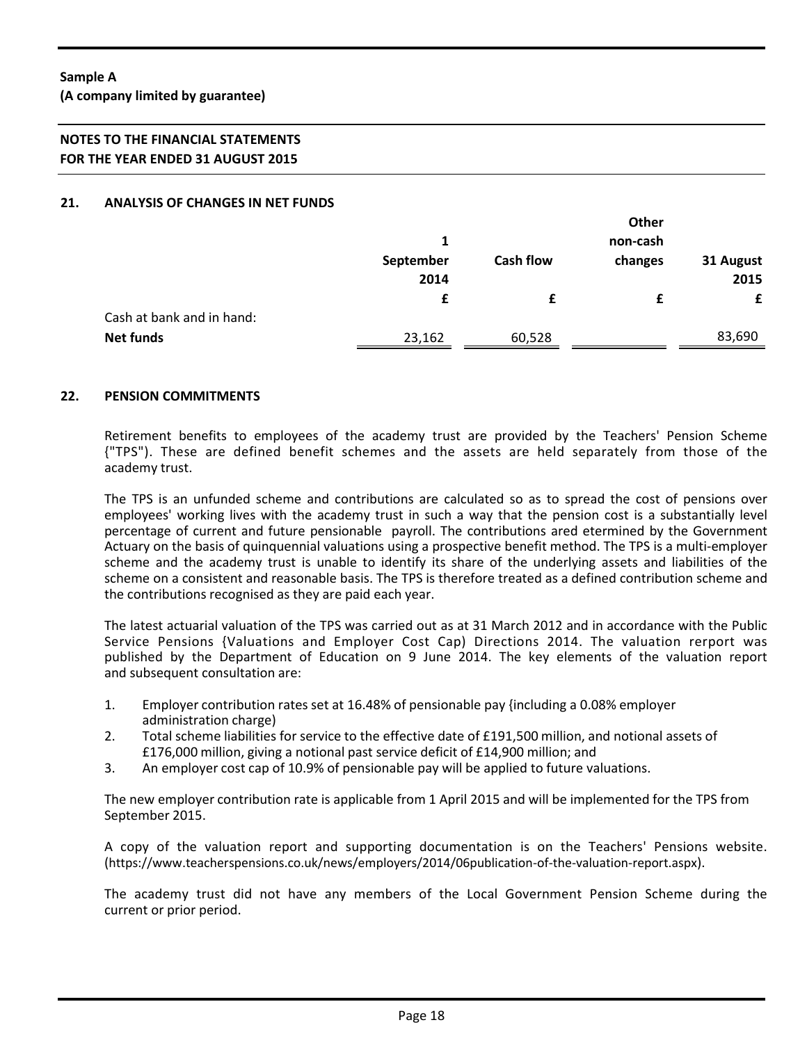**Sample A**
**(A company limited by guarantee)**

**NOTES TO THE FINANCIAL STATEMENTS**
**FOR THE YEAR ENDED 31 AUGUST 2015**

## 21. ANALYSIS OF CHANGES IN NET FUNDS

| | 1 September 2014 | Cash flow | Other non-cash changes | 31 August 2015 |
|---|---|---|---|---|
| | £ | £ | £ | £ |
| Cash at bank and in hand: | | | | |
| **Net funds** | 23,162 | 60,528 | | 83,690 |

## 22. PENSION COMMITMENTS

Retirement benefits to employees of the academy trust are provided by the Teachers' Pension Scheme {"TPS"). These are defined benefit schemes and the assets are held separately from those of the academy trust.

The TPS is an unfunded scheme and contributions are calculated so as to spread the cost of pensions over employees' working lives with the academy trust in such a way that the pension cost is a substantially level percentage of current and future pensionable payroll. The contributions ared etermined by the Government Actuary on the basis of quinquennial valuations using a prospective benefit method. The TPS is a multi-employer scheme and the academy trust is unable to identify its share of the underlying assets and liabilities of the scheme on a consistent and reasonable basis. The TPS is therefore treated as a defined contribution scheme and the contributions recognised as they are paid each year.

The latest actuarial valuation of the TPS was carried out as at 31 March 2012 and in accordance with the Public Service Pensions {Valuations and Employer Cost Cap) Directions 2014. The valuation rerport was published by the Department of Education on 9 June 2014. The key elements of the valuation report and subsequent consultation are:

1. Employer contribution rates set at 16.48% of pensionable pay {including a 0.08% employer administration charge)
2. Total scheme liabilities for service to the effective date of £191,500 million, and notional assets of £176,000 million, giving a notional past service deficit of £14,900 million; and
3. An employer cost cap of 10.9% of pensionable pay will be applied to future valuations.

The new employer contribution rate is applicable from 1 April 2015 and will be implemented for the TPS from September 2015.

A copy of the valuation report and supporting documentation is on the Teachers' Pensions website. (https://www.teacherspensions.co.uk/news/employers/2014/06publication-of-the-valuation-report.aspx).

The academy trust did not have any members of the Local Government Pension Scheme during the current or prior period.